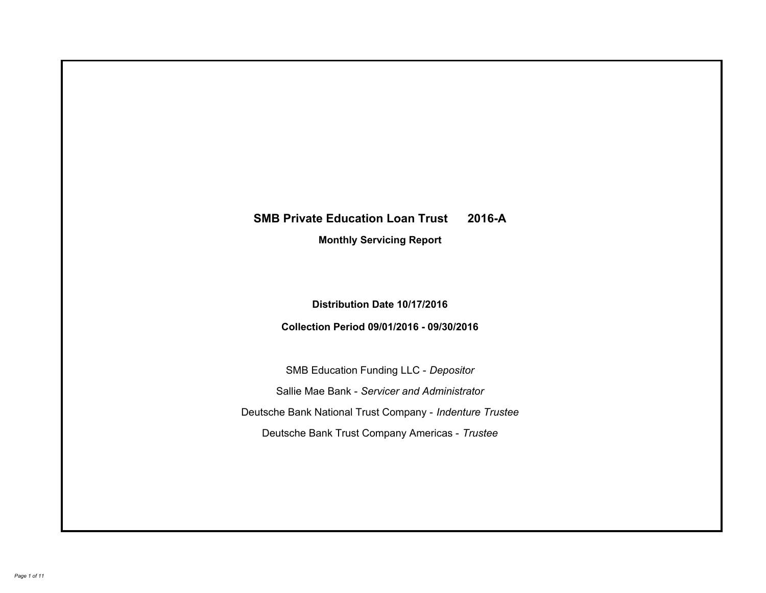# SMB Private Education Loan Trust 2016-A

## Monthly Servicing Report

**Distribution Date 10/17/2016**

**Collection Period 09/01/2016 - 09/30/2016**

SMB Education Funding LLC - *Depositor*

Sallie Mae Bank - *Servicer and Administrator*

Deutsche Bank National Trust Company - *Indenture Trustee*

Deutsche Bank Trust Company Americas - *Trustee*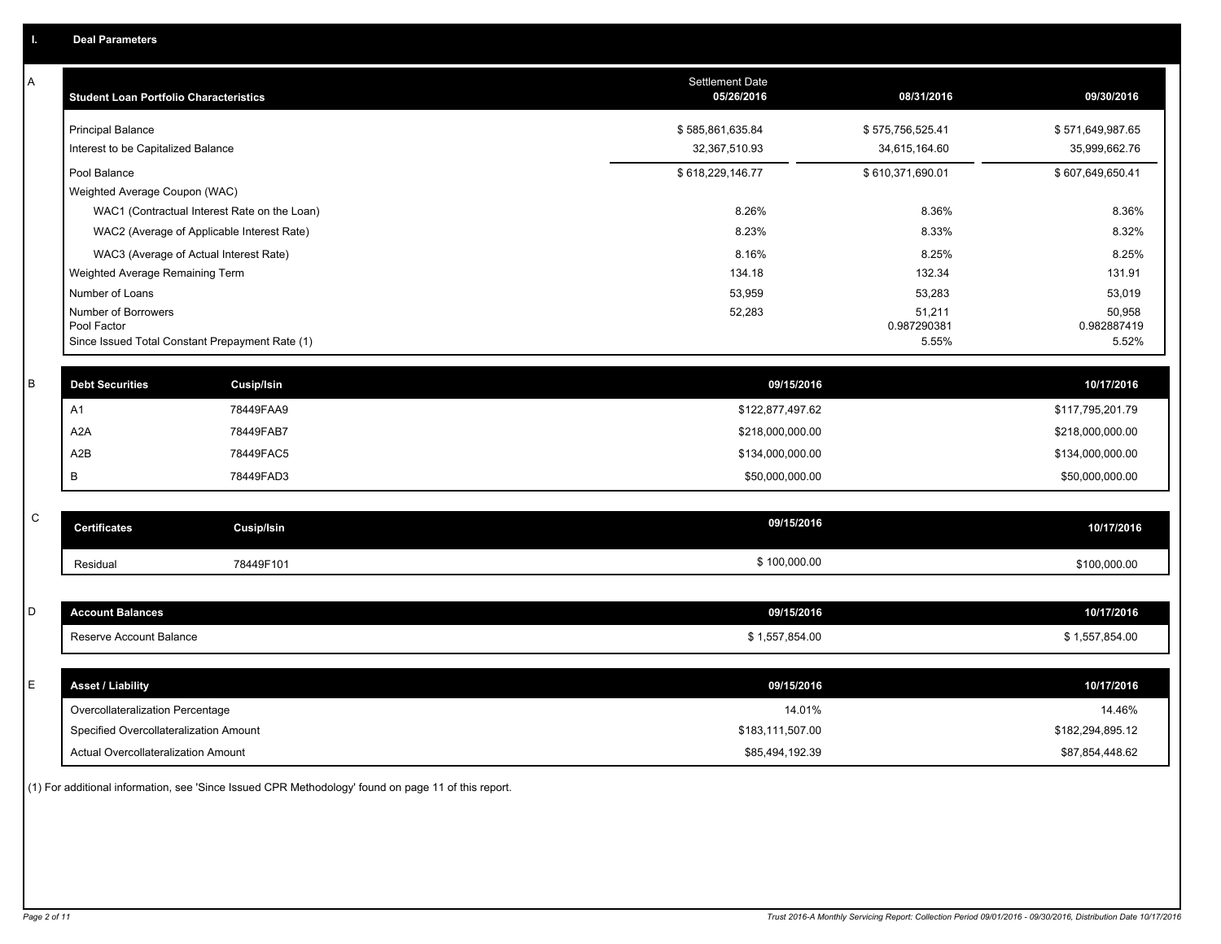## I. Deal Parameters

### A

| Student Loan Portfolio Characteristics | Settlement Date 05/26/2016 | 08/31/2016 | 09/30/2016 |
|---|---|---|---|
| Principal Balance | $ 585,861,635.84 | $ 575,756,525.41 | $ 571,649,987.65 |
| Interest to be Capitalized Balance | 32,367,510.93 | 34,615,164.60 | 35,999,662.76 |
| Pool Balance | $ 618,229,146.77 | $ 610,371,690.01 | $ 607,649,650.41 |
| Weighted Average Coupon (WAC) | | | |
| WAC1 (Contractual Interest Rate on the Loan) | 8.26% | 8.36% | 8.36% |
| WAC2 (Average of Applicable Interest Rate) | 8.23% | 8.33% | 8.32% |
| WAC3 (Average of Actual Interest Rate) | 8.16% | 8.25% | 8.25% |
| Weighted Average Remaining Term | 134.18 | 132.34 | 131.91 |
| Number of Loans | 53,959 | 53,283 | 53,019 |
| Number of Borrowers | 52,283 | 51,211 | 50,958 |
| Pool Factor | | 0.987290381 | 0.982887419 |
| Since Issued Total Constant Prepayment Rate (1) | | 5.55% | 5.52% |

### B

| Debt Securities | Cusip/Isin | 09/15/2016 | 10/17/2016 |
|---|---|---|---|
| A1 | 78449FAA9 | $122,877,497.62 | $117,795,201.79 |
| A2A | 78449FAB7 | $218,000,000.00 | $218,000,000.00 |
| A2B | 78449FAC5 | $134,000,000.00 | $134,000,000.00 |
| B | 78449FAD3 | $50,000,000.00 | $50,000,000.00 |

### C

| Certificates | Cusip/Isin | 09/15/2016 | 10/17/2016 |
|---|---|---|---|
| Residual | 78449F101 | $ 100,000.00 | $100,000.00 |

### D

| Account Balances | 09/15/2016 | 10/17/2016 |
|---|---|---|
| Reserve Account Balance | $ 1,557,854.00 | $ 1,557,854.00 |

### E

| Asset / Liability | 09/15/2016 | 10/17/2016 |
|---|---|---|
| Overcollateralization Percentage | 14.01% | 14.46% |
| Specified Overcollateralization Amount | $183,111,507.00 | $182,294,895.12 |
| Actual Overcollateralization Amount | $85,494,192.39 | $87,854,448.62 |

(1) For additional information, see 'Since Issued CPR Methodology' found on page 11 of this report.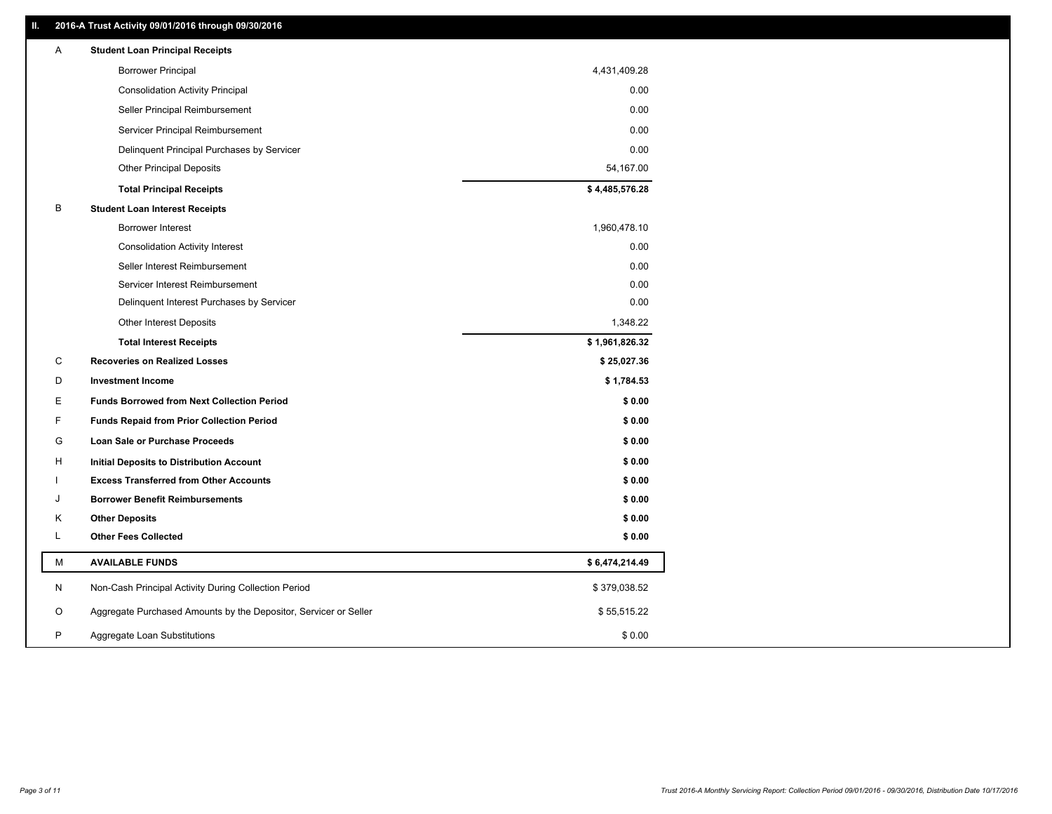## II. 2016-A Trust Activity 09/01/2016 through 09/30/2016

| | | |
|---|---|---|
| A | **Student Loan Principal Receipts** | |
| | Borrower Principal | 4,431,409.28 |
| | Consolidation Activity Principal | 0.00 |
| | Seller Principal Reimbursement | 0.00 |
| | Servicer Principal Reimbursement | 0.00 |
| | Delinquent Principal Purchases by Servicer | 0.00 |
| | Other Principal Deposits | 54,167.00 |
| | **Total Principal Receipts** | **$ 4,485,576.28** |
| B | **Student Loan Interest Receipts** | |
| | Borrower Interest | 1,960,478.10 |
| | Consolidation Activity Interest | 0.00 |
| | Seller Interest Reimbursement | 0.00 |
| | Servicer Interest Reimbursement | 0.00 |
| | Delinquent Interest Purchases by Servicer | 0.00 |
| | Other Interest Deposits | 1,348.22 |
| | **Total Interest Receipts** | **$ 1,961,826.32** |
| C | **Recoveries on Realized Losses** | **$ 25,027.36** |
| D | **Investment Income** | **$ 1,784.53** |
| E | **Funds Borrowed from Next Collection Period** | **$ 0.00** |
| F | **Funds Repaid from Prior Collection Period** | **$ 0.00** |
| G | **Loan Sale or Purchase Proceeds** | **$ 0.00** |
| H | **Initial Deposits to Distribution Account** | **$ 0.00** |
| I | **Excess Transferred from Other Accounts** | **$ 0.00** |
| J | **Borrower Benefit Reimbursements** | **$ 0.00** |
| K | **Other Deposits** | **$ 0.00** |
| L | **Other Fees Collected** | **$ 0.00** |
| M | **AVAILABLE FUNDS** | **$ 6,474,214.49** |
| N | Non-Cash Principal Activity During Collection Period | $ 379,038.52 |
| O | Aggregate Purchased Amounts by the Depositor, Servicer or Seller | $ 55,515.22 |
| P | Aggregate Loan Substitutions | $ 0.00 |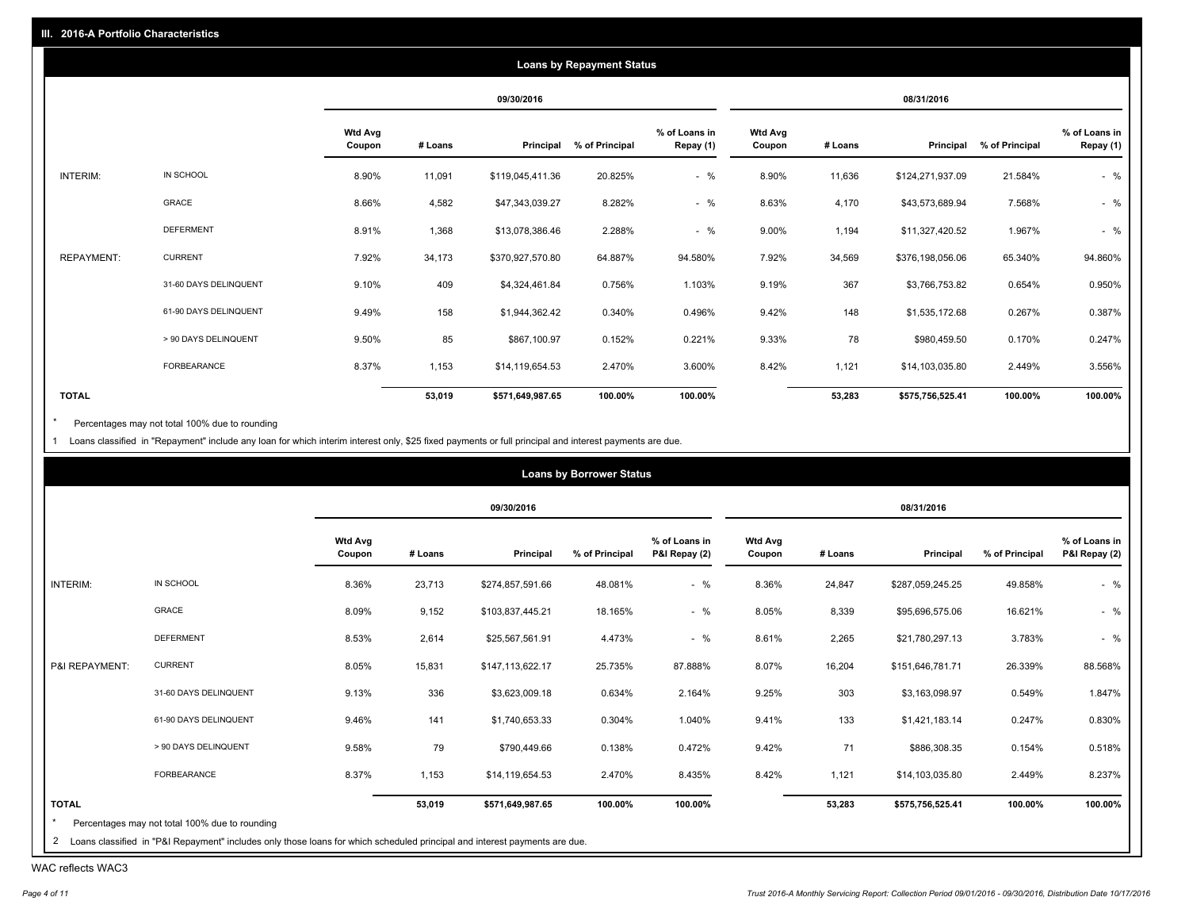## III. 2016-A Portfolio Characteristics

### Loans by Repayment Status

| | | 09/30/2016 | | | | | 08/31/2016 | | | | |
|---|---|---|---|---|---|---|---|---|---|---|---|
| | | Wtd Avg Coupon | # Loans | Principal | % of Principal | % of Loans in Repay (1) | Wtd Avg Coupon | # Loans | Principal | % of Principal | % of Loans in Repay (1) |
| INTERIM: | IN SCHOOL | 8.90% | 11,091 | $119,045,411.36 | 20.825% | - % | 8.90% | 11,636 | $124,271,937.09 | 21.584% | - % |
| | GRACE | 8.66% | 4,582 | $47,343,039.27 | 8.282% | - % | 8.63% | 4,170 | $43,573,689.94 | 7.568% | - % |
| | DEFERMENT | 8.91% | 1,368 | $13,078,386.46 | 2.288% | - % | 9.00% | 1,194 | $11,327,420.52 | 1.967% | - % |
| REPAYMENT: | CURRENT | 7.92% | 34,173 | $370,927,570.80 | 64.887% | 94.580% | 7.92% | 34,569 | $376,198,056.06 | 65.340% | 94.860% |
| | 31-60 DAYS DELINQUENT | 9.10% | 409 | $4,324,461.84 | 0.756% | 1.103% | 9.19% | 367 | $3,766,753.82 | 0.654% | 0.950% |
| | 61-90 DAYS DELINQUENT | 9.49% | 158 | $1,944,362.42 | 0.340% | 0.496% | 9.42% | 148 | $1,535,172.68 | 0.267% | 0.387% |
| | > 90 DAYS DELINQUENT | 9.50% | 85 | $867,100.97 | 0.152% | 0.221% | 9.33% | 78 | $980,459.50 | 0.170% | 0.247% |
| | FORBEARANCE | 8.37% | 1,153 | $14,119,654.53 | 2.470% | 3.600% | 8.42% | 1,121 | $14,103,035.80 | 2.449% | 3.556% |
| **TOTAL** | | | **53,019** | **$571,649,987.65** | **100.00%** | **100.00%** | | **53,283** | **$575,756,525.41** | **100.00%** | **100.00%** |

\* Percentages may not total 100% due to rounding

1 Loans classified in "Repayment" include any loan for which interim interest only, $25 fixed payments or full principal and interest payments are due.

### Loans by Borrower Status

| | | 09/30/2016 | | | | | 08/31/2016 | | | | |
|---|---|---|---|---|---|---|---|---|---|---|---|
| | | Wtd Avg Coupon | # Loans | Principal | % of Principal | % of Loans in P&I Repay (2) | Wtd Avg Coupon | # Loans | Principal | % of Principal | % of Loans in P&I Repay (2) |
| INTERIM: | IN SCHOOL | 8.36% | 23,713 | $274,857,591.66 | 48.081% | - % | 8.36% | 24,847 | $287,059,245.25 | 49.858% | - % |
| | GRACE | 8.09% | 9,152 | $103,837,445.21 | 18.165% | - % | 8.05% | 8,339 | $95,696,575.06 | 16.621% | - % |
| | DEFERMENT | 8.53% | 2,614 | $25,567,561.91 | 4.473% | - % | 8.61% | 2,265 | $21,780,297.13 | 3.783% | - % |
| P&I REPAYMENT: | CURRENT | 8.05% | 15,831 | $147,113,622.17 | 25.735% | 87.888% | 8.07% | 16,204 | $151,646,781.71 | 26.339% | 88.568% |
| | 31-60 DAYS DELINQUENT | 9.13% | 336 | $3,623,009.18 | 0.634% | 2.164% | 9.25% | 303 | $3,163,098.97 | 0.549% | 1.847% |
| | 61-90 DAYS DELINQUENT | 9.46% | 141 | $1,740,653.33 | 0.304% | 1.040% | 9.41% | 133 | $1,421,183.14 | 0.247% | 0.830% |
| | > 90 DAYS DELINQUENT | 9.58% | 79 | $790,449.66 | 0.138% | 0.472% | 9.42% | 71 | $886,308.35 | 0.154% | 0.518% |
| | FORBEARANCE | 8.37% | 1,153 | $14,119,654.53 | 2.470% | 8.435% | 8.42% | 1,121 | $14,103,035.80 | 2.449% | 8.237% |
| **TOTAL** | | | **53,019** | **$571,649,987.65** | **100.00%** | **100.00%** | | **53,283** | **$575,756,525.41** | **100.00%** | **100.00%** |

\* Percentages may not total 100% due to rounding

2 Loans classified in "P&I Repayment" includes only those loans for which scheduled principal and interest payments are due.

WAC reflects WAC3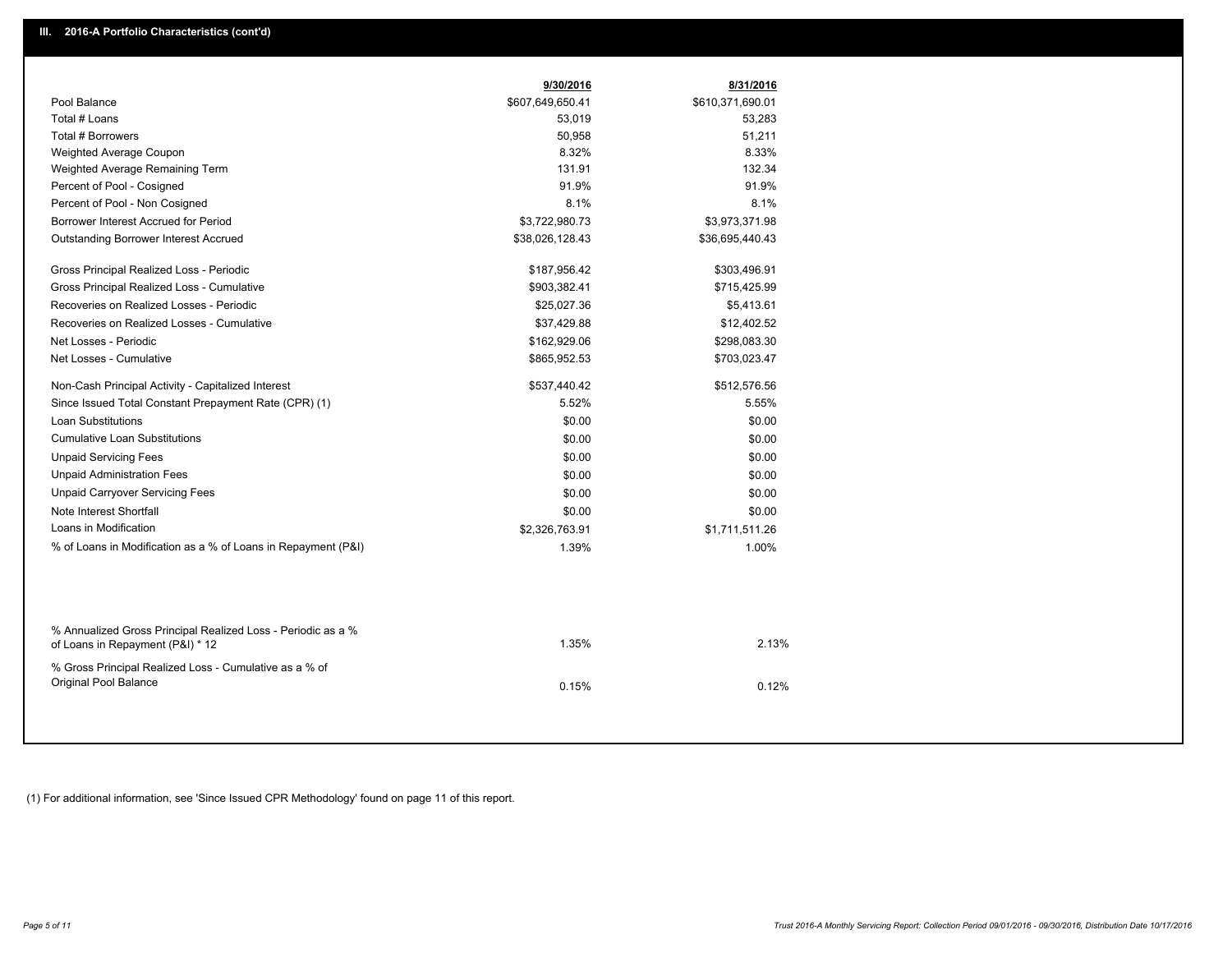## III. 2016-A Portfolio Characteristics (cont'd)

| | 9/30/2016 | 8/31/2016 |
|---|---|---|
| Pool Balance | $607,649,650.41 | $610,371,690.01 |
| Total # Loans | 53,019 | 53,283 |
| Total # Borrowers | 50,958 | 51,211 |
| Weighted Average Coupon | 8.32% | 8.33% |
| Weighted Average Remaining Term | 131.91 | 132.34 |
| Percent of Pool - Cosigned | 91.9% | 91.9% |
| Percent of Pool - Non Cosigned | 8.1% | 8.1% |
| Borrower Interest Accrued for Period | $3,722,980.73 | $3,973,371.98 |
| Outstanding Borrower Interest Accrued | $38,026,128.43 | $36,695,440.43 |
| Gross Principal Realized Loss - Periodic | $187,956.42 | $303,496.91 |
| Gross Principal Realized Loss - Cumulative | $903,382.41 | $715,425.99 |
| Recoveries on Realized Losses - Periodic | $25,027.36 | $5,413.61 |
| Recoveries on Realized Losses - Cumulative | $37,429.88 | $12,402.52 |
| Net Losses - Periodic | $162,929.06 | $298,083.30 |
| Net Losses - Cumulative | $865,952.53 | $703,023.47 |
| Non-Cash Principal Activity - Capitalized Interest | $537,440.42 | $512,576.56 |
| Since Issued Total Constant Prepayment Rate (CPR) (1) | 5.52% | 5.55% |
| Loan Substitutions | $0.00 | $0.00 |
| Cumulative Loan Substitutions | $0.00 | $0.00 |
| Unpaid Servicing Fees | $0.00 | $0.00 |
| Unpaid Administration Fees | $0.00 | $0.00 |
| Unpaid Carryover Servicing Fees | $0.00 | $0.00 |
| Note Interest Shortfall | $0.00 | $0.00 |
| Loans in Modification | $2,326,763.91 | $1,711,511.26 |
| % of Loans in Modification as a % of Loans in Repayment (P&I) | 1.39% | 1.00% |
| % Annualized Gross Principal Realized Loss - Periodic as a % of Loans in Repayment (P&I) * 12 | 1.35% | 2.13% |
| % Gross Principal Realized Loss - Cumulative as a % of Original Pool Balance | 0.15% | 0.12% |

(1) For additional information, see 'Since Issued CPR Methodology' found on page 11 of this report.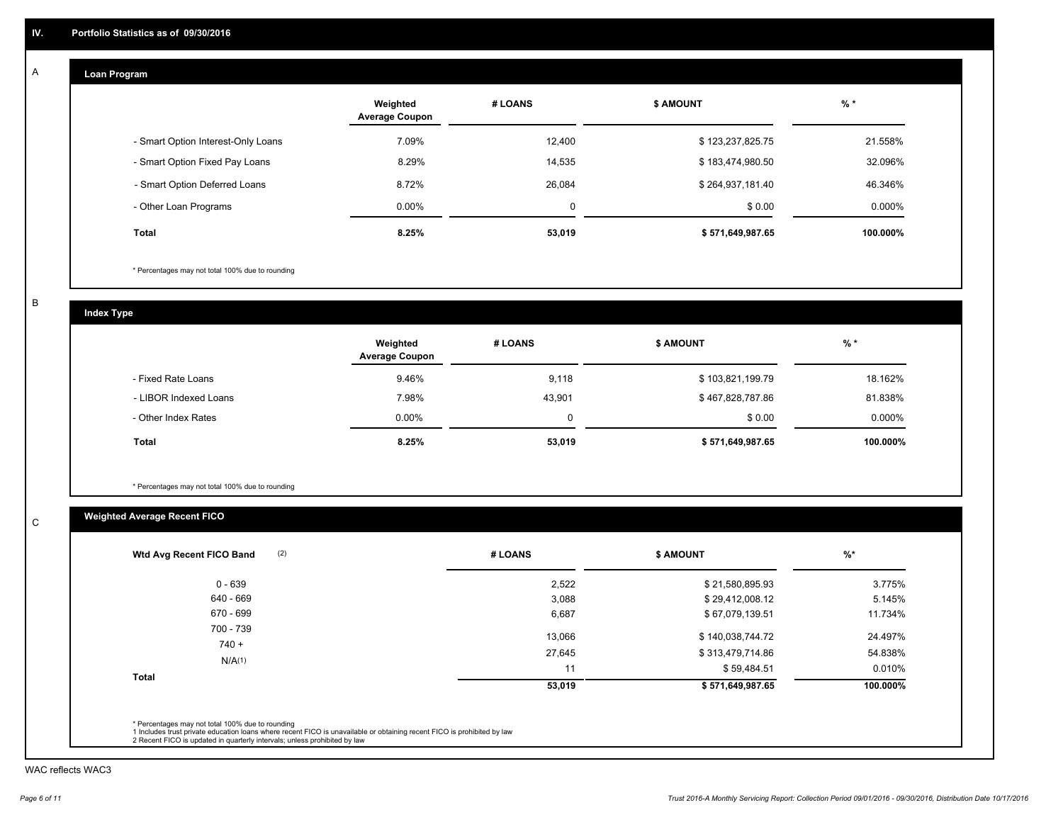## IV. Portfolio Statistics as of 09/30/2016

### A Loan Program

| | Weighted Average Coupon | # LOANS | $ AMOUNT | % * |
|---|---|---|---|---|
| - Smart Option Interest-Only Loans | 7.09% | 12,400 | $ 123,237,825.75 | 21.558% |
| - Smart Option Fixed Pay Loans | 8.29% | 14,535 | $ 183,474,980.50 | 32.096% |
| - Smart Option Deferred Loans | 8.72% | 26,084 | $ 264,937,181.40 | 46.346% |
| - Other Loan Programs | 0.00% | 0 | $ 0.00 | 0.000% |
| **Total** | **8.25%** | **53,019** | **$ 571,649,987.65** | **100.000%** |

* Percentages may not total 100% due to rounding

### B Index Type

| | Weighted Average Coupon | # LOANS | $ AMOUNT | % * |
|---|---|---|---|---|
| - Fixed Rate Loans | 9.46% | 9,118 | $ 103,821,199.79 | 18.162% |
| - LIBOR Indexed Loans | 7.98% | 43,901 | $ 467,828,787.86 | 81.838% |
| - Other Index Rates | 0.00% | 0 | $ 0.00 | 0.000% |
| **Total** | **8.25%** | **53,019** | **$ 571,649,987.65** | **100.000%** |

* Percentages may not total 100% due to rounding

### C Weighted Average Recent FICO

| Wtd Avg Recent FICO Band (2) | # LOANS | $ AMOUNT | %* |
|---|---|---|---|
| 0 - 639 | 2,522 | $ 21,580,895.93 | 3.775% |
| 640 - 669 | 3,088 | $ 29,412,008.12 | 5.145% |
| 670 - 699 | 6,687 | $ 67,079,139.51 | 11.734% |
| 700 - 739 | 13,066 | $ 140,038,744.72 | 24.497% |
| 740 + | 27,645 | $ 313,479,714.86 | 54.838% |
| N/A(1) | 11 | $ 59,484.51 | 0.010% |
| **Total** | **53,019** | **$ 571,649,987.65** | **100.000%** |

* Percentages may not total 100% due to rounding
1 Includes trust private education loans where recent FICO is unavailable or obtaining recent FICO is prohibited by law
2 Recent FICO is updated in quarterly intervals; unless prohibited by law

WAC reflects WAC3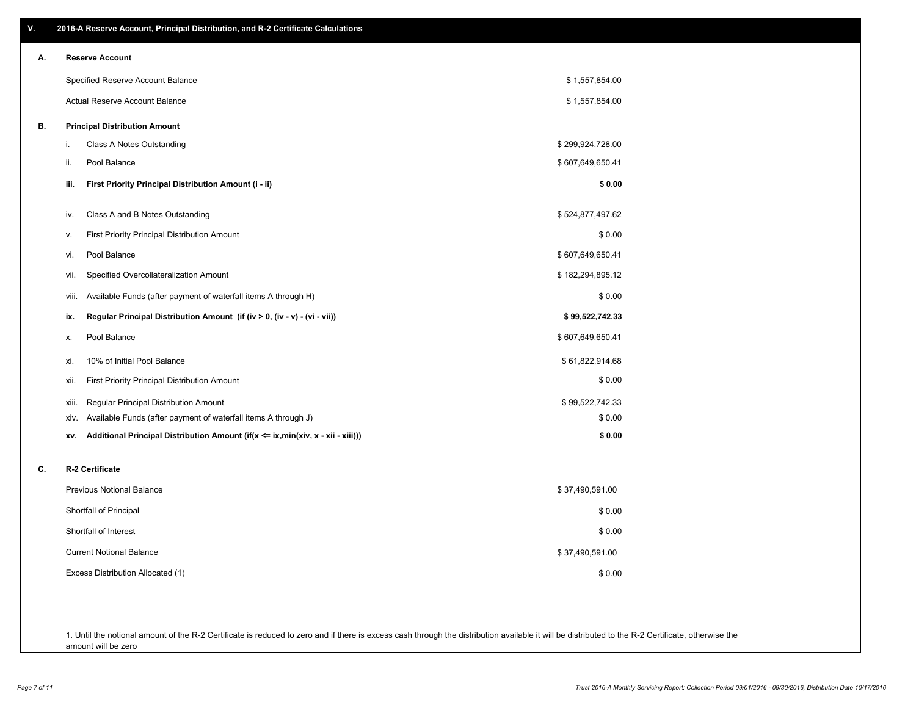## V. 2016-A Reserve Account, Principal Distribution, and R-2 Certificate Calculations

### A. Reserve Account

| | |
|---|---|
| Specified Reserve Account Balance | $ 1,557,854.00 |
| Actual Reserve Account Balance | $ 1,557,854.00 |

### B. Principal Distribution Amount

| | | |
|---|---|---|
| i. | Class A Notes Outstanding | $ 299,924,728.00 |
| ii. | Pool Balance | $ 607,649,650.41 |
| **iii.** | **First Priority Principal Distribution Amount (i - ii)** | **$ 0.00** |
| iv. | Class A and B Notes Outstanding | $ 524,877,497.62 |
| v. | First Priority Principal Distribution Amount | $ 0.00 |
| vi. | Pool Balance | $ 607,649,650.41 |
| vii. | Specified Overcollateralization Amount | $ 182,294,895.12 |
| viii. | Available Funds (after payment of waterfall items A through H) | $ 0.00 |
| **ix.** | **Regular Principal Distribution Amount (if (iv > 0, (iv - v) - (vi - vii))** | **$ 99,522,742.33** |
| x. | Pool Balance | $ 607,649,650.41 |
| xi. | 10% of Initial Pool Balance | $ 61,822,914.68 |
| xii. | First Priority Principal Distribution Amount | $ 0.00 |
| xiii. | Regular Principal Distribution Amount | $ 99,522,742.33 |
| xiv. | Available Funds (after payment of waterfall items A through J) | $ 0.00 |
| **xv.** | **Additional Principal Distribution Amount (if(x <= ix,min(xiv, x - xii - xiii)))** | **$ 0.00** |

### C. R-2 Certificate

| | |
|---|---|
| Previous Notional Balance | $ 37,490,591.00 |
| Shortfall of Principal | $ 0.00 |
| Shortfall of Interest | $ 0.00 |
| Current Notional Balance | $ 37,490,591.00 |
| Excess Distribution Allocated (1) | $ 0.00 |

1. Until the notional amount of the R-2 Certificate is reduced to zero and if there is excess cash through the distribution available it will be distributed to the R-2 Certificate, otherwise the amount will be zero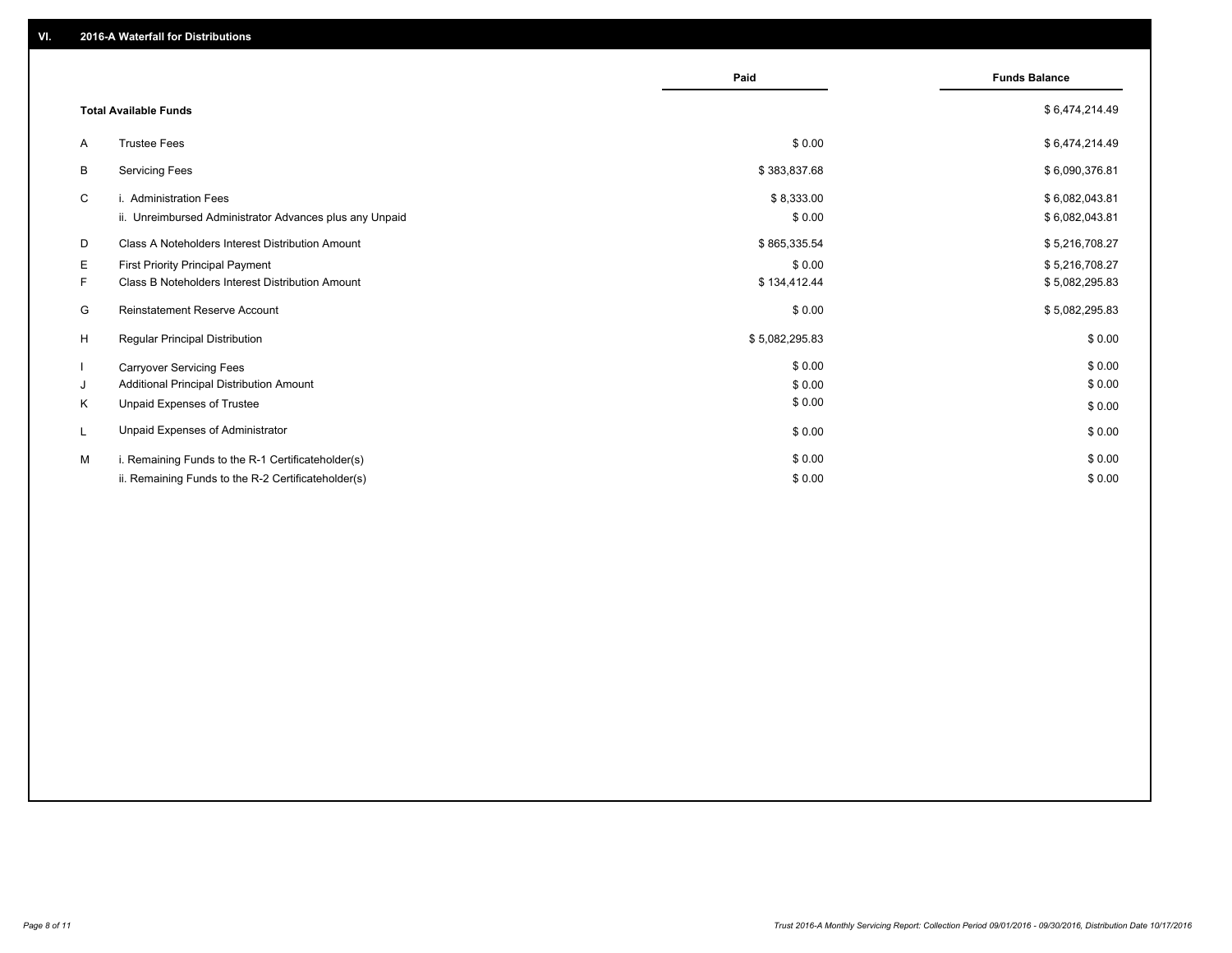## VI. 2016-A Waterfall for Distributions

| | | Paid | Funds Balance |
|---|---|---|---|
| | **Total Available Funds** | | $ 6,474,214.49 |
| A | Trustee Fees | $ 0.00 | $ 6,474,214.49 |
| B | Servicing Fees | $ 383,837.68 | $ 6,090,376.81 |
| C | i. Administration Fees | $ 8,333.00 | $ 6,082,043.81 |
| | ii. Unreimbursed Administrator Advances plus any Unpaid | $ 0.00 | $ 6,082,043.81 |
| D | Class A Noteholders Interest Distribution Amount | $ 865,335.54 | $ 5,216,708.27 |
| E | First Priority Principal Payment | $ 0.00 | $ 5,216,708.27 |
| F | Class B Noteholders Interest Distribution Amount | $ 134,412.44 | $ 5,082,295.83 |
| G | Reinstatement Reserve Account | $ 0.00 | $ 5,082,295.83 |
| H | Regular Principal Distribution | $ 5,082,295.83 | $ 0.00 |
| I | Carryover Servicing Fees | $ 0.00 | $ 0.00 |
| J | Additional Principal Distribution Amount | $ 0.00 | $ 0.00 |
| K | Unpaid Expenses of Trustee | $ 0.00 | $ 0.00 |
| L | Unpaid Expenses of Administrator | $ 0.00 | $ 0.00 |
| M | i. Remaining Funds to the R-1 Certificateholder(s) | $ 0.00 | $ 0.00 |
| | ii. Remaining Funds to the R-2 Certificateholder(s) | $ 0.00 | $ 0.00 |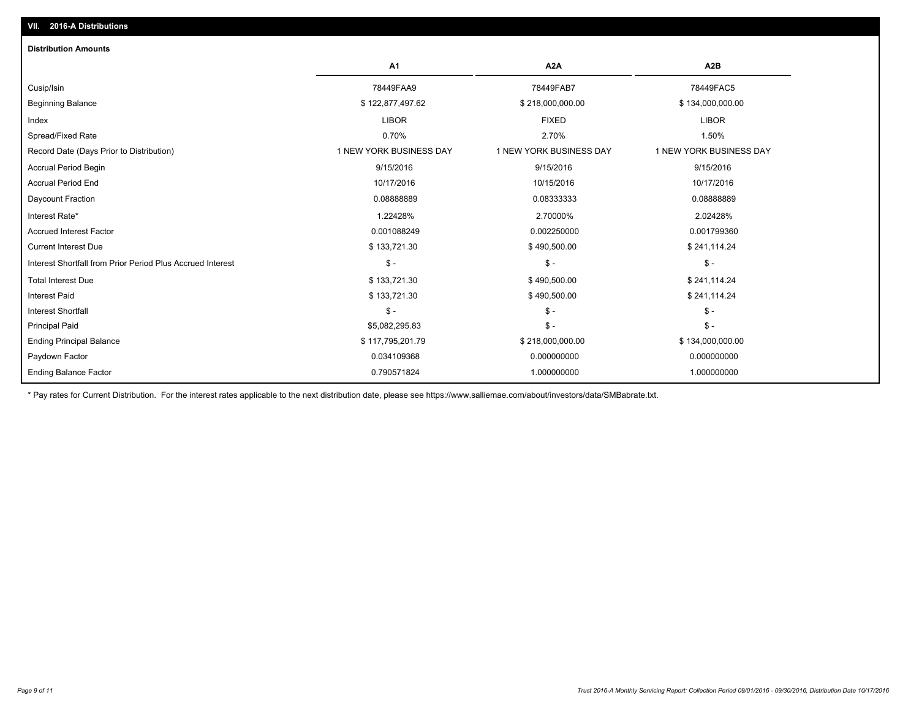## VII. 2016-A Distributions

### Distribution Amounts

| | A1 | A2A | A2B |
|---|---|---|---|
| Cusip/Isin | 78449FAA9 | 78449FAB7 | 78449FAC5 |
| Beginning Balance | $ 122,877,497.62 | $ 218,000,000.00 | $ 134,000,000.00 |
| Index | LIBOR | FIXED | LIBOR |
| Spread/Fixed Rate | 0.70% | 2.70% | 1.50% |
| Record Date (Days Prior to Distribution) | 1 NEW YORK BUSINESS DAY | 1 NEW YORK BUSINESS DAY | 1 NEW YORK BUSINESS DAY |
| Accrual Period Begin | 9/15/2016 | 9/15/2016 | 9/15/2016 |
| Accrual Period End | 10/17/2016 | 10/15/2016 | 10/17/2016 |
| Daycount Fraction | 0.08888889 | 0.08333333 | 0.08888889 |
| Interest Rate* | 1.22428% | 2.70000% | 2.02428% |
| Accrued Interest Factor | 0.001088249 | 0.002250000 | 0.001799360 |
| Current Interest Due | $ 133,721.30 | $ 490,500.00 | $ 241,114.24 |
| Interest Shortfall from Prior Period Plus Accrued Interest | $ - | $ - | $ - |
| Total Interest Due | $ 133,721.30 | $ 490,500.00 | $ 241,114.24 |
| Interest Paid | $ 133,721.30 | $ 490,500.00 | $ 241,114.24 |
| Interest Shortfall | $ - | $ - | $ - |
| Principal Paid | $5,082,295.83 | $ - | $ - |
| Ending Principal Balance | $ 117,795,201.79 | $ 218,000,000.00 | $ 134,000,000.00 |
| Paydown Factor | 0.034109368 | 0.000000000 | 0.000000000 |
| Ending Balance Factor | 0.790571824 | 1.000000000 | 1.000000000 |

* Pay rates for Current Distribution. For the interest rates applicable to the next distribution date, please see https://www.salliemae.com/about/investors/data/SMBabrate.txt.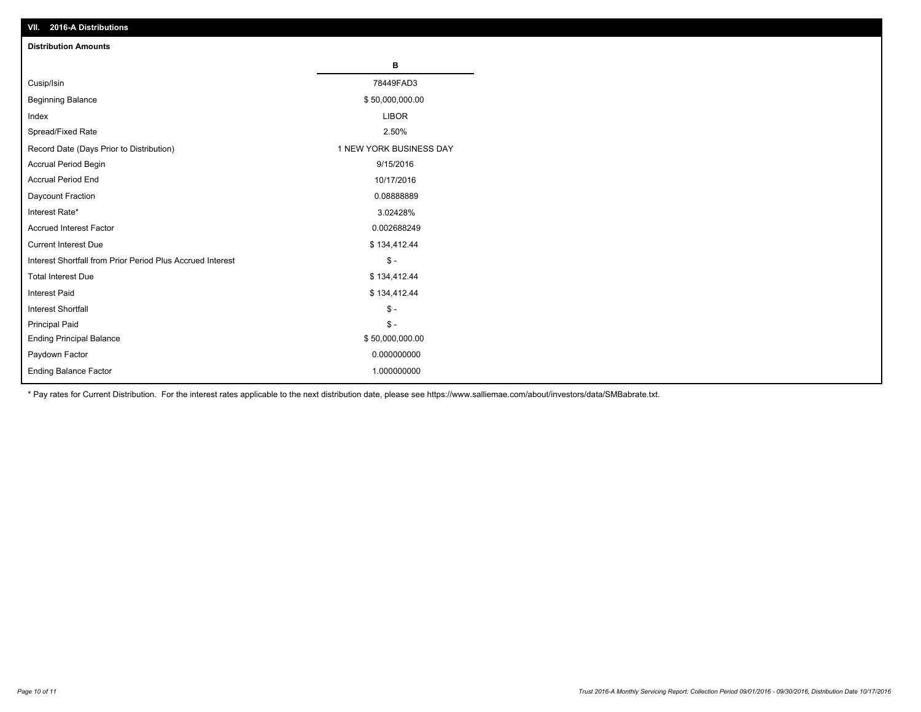## VII. 2016-A Distributions

**Distribution Amounts**

| | B |
|---|---|
| Cusip/Isin | 78449FAD3 |
| Beginning Balance | $ 50,000,000.00 |
| Index | LIBOR |
| Spread/Fixed Rate | 2.50% |
| Record Date (Days Prior to Distribution) | 1 NEW YORK BUSINESS DAY |
| Accrual Period Begin | 9/15/2016 |
| Accrual Period End | 10/17/2016 |
| Daycount Fraction | 0.08888889 |
| Interest Rate* | 3.02428% |
| Accrued Interest Factor | 0.002688249 |
| Current Interest Due | $ 134,412.44 |
| Interest Shortfall from Prior Period Plus Accrued Interest | $ - |
| Total Interest Due | $ 134,412.44 |
| Interest Paid | $ 134,412.44 |
| Interest Shortfall | $ - |
| Principal Paid | $ - |
| Ending Principal Balance | $ 50,000,000.00 |
| Paydown Factor | 0.000000000 |
| Ending Balance Factor | 1.000000000 |

* Pay rates for Current Distribution. For the interest rates applicable to the next distribution date, please see https://www.salliemae.com/about/investors/data/SMBabrate.txt.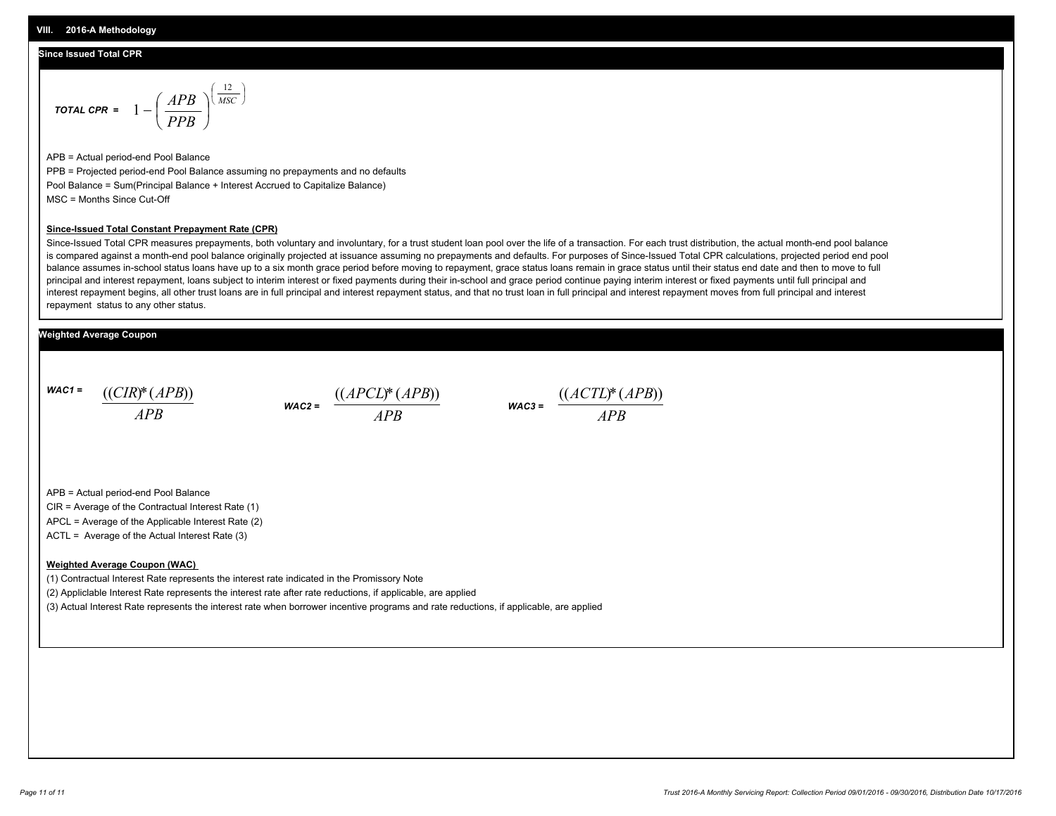## VIII. 2016-A Methodology

### Since Issued Total CPR

$$\textbf{TOTAL CPR} = 1 - \left( \frac{APB}{PPB} \right)^{\left( \frac{12}{MSC} \right)}$$

APB = Actual period-end Pool Balance

PPB = Projected period-end Pool Balance assuming no prepayments and no defaults

Pool Balance = Sum(Principal Balance + Interest Accrued to Capitalize Balance)

MSC = Months Since Cut-Off

**Since-Issued Total Constant Prepayment Rate (CPR)**

Since-Issued Total CPR measures prepayments, both voluntary and involuntary, for a trust student loan pool over the life of a transaction. For each trust distribution, the actual month-end pool balance is compared against a month-end pool balance originally projected at issuance assuming no prepayments and defaults. For purposes of Since-Issued Total CPR calculations, projected period end pool balance assumes in-school status loans have up to a six month grace period before moving to repayment, grace status loans remain in grace status until their status end date and then to move to full principal and interest repayment, loans subject to interim interest or fixed payments during their in-school and grace period continue paying interim interest or fixed payments until full principal and interest repayment begins, all other trust loans are in full principal and interest repayment status, and that no trust loan in full principal and interest repayment moves from full principal and interest repayment status to any other status.

### Weighted Average Coupon

$$\textbf{WAC1} = \frac{((CIR)*(APB))}{APB} \qquad \textbf{WAC2} = \frac{((APCL)*(APB))}{APB} \qquad \textbf{WAC3} = \frac{((ACTL)*(APB))}{APB}$$

APB = Actual period-end Pool Balance

CIR = Average of the Contractual Interest Rate (1)

APCL = Average of the Applicable Interest Rate (2)

ACTL = Average of the Actual Interest Rate (3)

**Weighted Average Coupon (WAC)**

(1) Contractual Interest Rate represents the interest rate indicated in the Promissory Note

(2) Appliclable Interest Rate represents the interest rate after rate reductions, if applicable, are applied

(3) Actual Interest Rate represents the interest rate when borrower incentive programs and rate reductions, if applicable, are applied